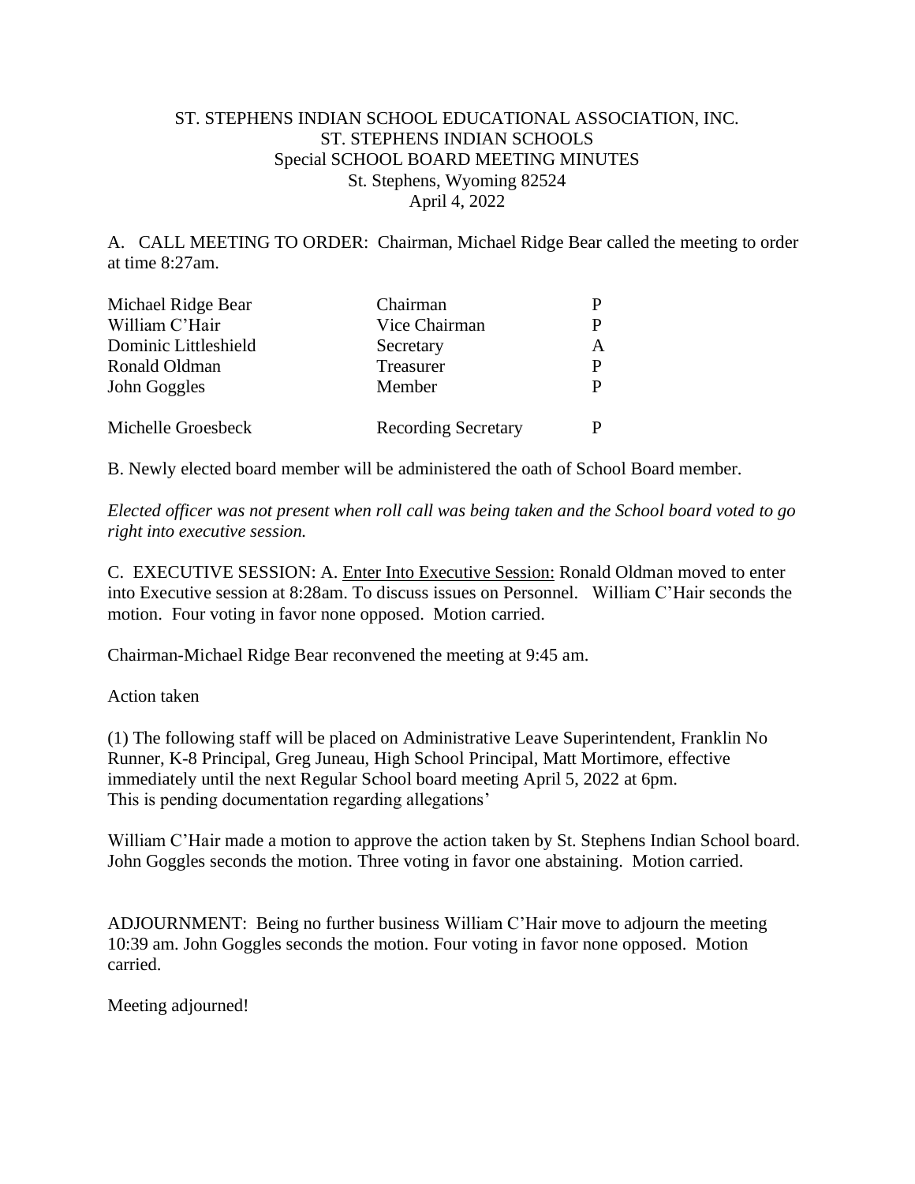ST. STEPHENS INDIAN SCHOOL EDUCATIONAL ASSOCIATION, INC.
ST. STEPHENS INDIAN SCHOOLS
Special SCHOOL BOARD MEETING MINUTES
St. Stephens, Wyoming 82524
April 4, 2022

A. CALL MEETING TO ORDER: Chairman, Michael Ridge Bear called the meeting to order at time 8:27am.

| | | |
|---|---|---|
| Michael Ridge Bear | Chairman | P |
| William C'Hair | Vice Chairman | P |
| Dominic Littleshield | Secretary | A |
| Ronald Oldman | Treasurer | P |
| John Goggles | Member | P |
| Michelle Groesbeck | Recording Secretary | P |

B. Newly elected board member will be administered the oath of School Board member.

*Elected officer was not present when roll call was being taken and the School board voted to go right into executive session.*

C. EXECUTIVE SESSION: A. Enter Into Executive Session: Ronald Oldman moved to enter into Executive session at 8:28am. To discuss issues on Personnel. William C'Hair seconds the motion. Four voting in favor none opposed. Motion carried.

Chairman-Michael Ridge Bear reconvened the meeting at 9:45 am.

Action taken

(1) The following staff will be placed on Administrative Leave Superintendent, Franklin No Runner, K-8 Principal, Greg Juneau, High School Principal, Matt Mortimore, effective immediately until the next Regular School board meeting April 5, 2022 at 6pm.
This is pending documentation regarding allegations'

William C'Hair made a motion to approve the action taken by St. Stephens Indian School board. John Goggles seconds the motion. Three voting in favor one abstaining. Motion carried.

ADJOURNMENT: Being no further business William C'Hair move to adjourn the meeting 10:39 am. John Goggles seconds the motion. Four voting in favor none opposed. Motion carried.

Meeting adjourned!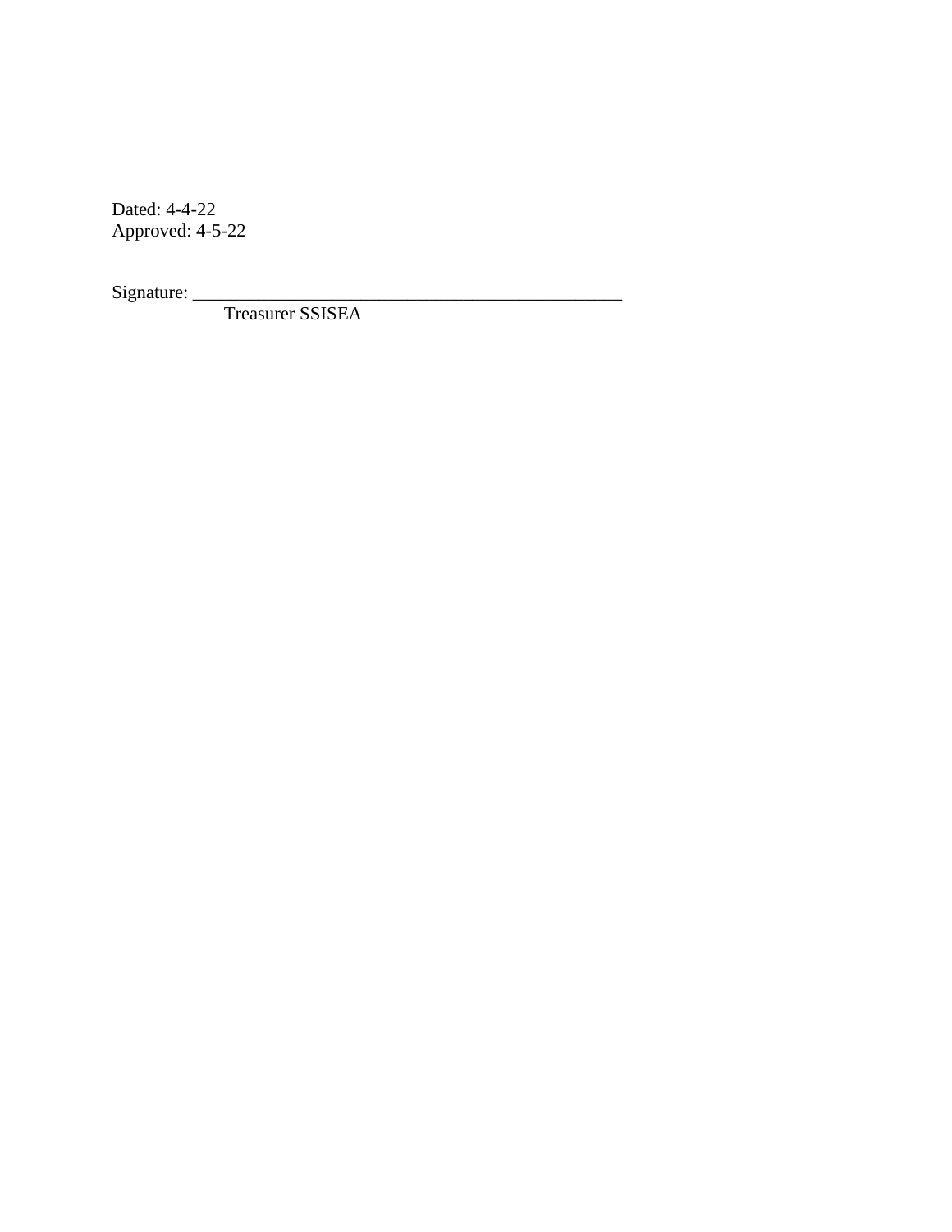Dated: 4-4-22
Approved: 4-5-22

Signature: ___________________________________________________
Treasurer SSISEA